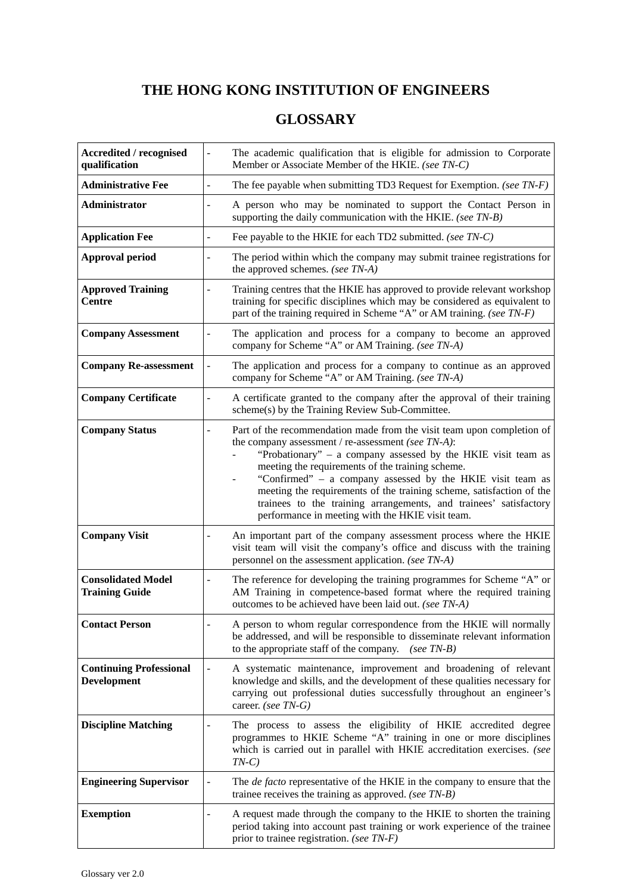# THE HONG KONG INSTITUTION OF ENGINEERS

## GLOSSARY

| Term | | Definition |
|---|---|---|
| **Accredited / recognised qualification** | - | The academic qualification that is eligible for admission to Corporate Member or Associate Member of the HKIE. *(see TN-C)* |
| **Administrative Fee** | - | The fee payable when submitting TD3 Request for Exemption. *(see TN-F)* |
| **Administrator** | - | A person who may be nominated to support the Contact Person in supporting the daily communication with the HKIE. *(see TN-B)* |
| **Application Fee** | - | Fee payable to the HKIE for each TD2 submitted. *(see TN-C)* |
| **Approval period** | - | The period within which the company may submit trainee registrations for the approved schemes. *(see TN-A)* |
| **Approved Training Centre** | - | Training centres that the HKIE has approved to provide relevant workshop training for specific disciplines which may be considered as equivalent to part of the training required in Scheme "A" or AM training. *(see TN-F)* |
| **Company Assessment** | - | The application and process for a company to become an approved company for Scheme "A" or AM Training. *(see TN-A)* |
| **Company Re-assessment** | - | The application and process for a company to continue as an approved company for Scheme "A" or AM Training. *(see TN-A)* |
| **Company Certificate** | - | A certificate granted to the company after the approval of their training scheme(s) by the Training Review Sub-Committee. |
| **Company Status** | - | Part of the recommendation made from the visit team upon completion of the company assessment / re-assessment *(see TN-A)*:<br>- "Probationary" – a company assessed by the HKIE visit team as meeting the requirements of the training scheme.<br>- "Confirmed" – a company assessed by the HKIE visit team as meeting the requirements of the training scheme, satisfaction of the trainees to the training arrangements, and trainees' satisfactory performance in meeting with the HKIE visit team. |
| **Company Visit** | - | An important part of the company assessment process where the HKIE visit team will visit the company's office and discuss with the training personnel on the assessment application. *(see TN-A)* |
| **Consolidated Model Training Guide** | - | The reference for developing the training programmes for Scheme "A" or AM Training in competence-based format where the required training outcomes to be achieved have been laid out. *(see TN-A)* |
| **Contact Person** | - | A person to whom regular correspondence from the HKIE will normally be addressed, and will be responsible to disseminate relevant information to the appropriate staff of the company. *(see TN-B)* |
| **Continuing Professional Development** | - | A systematic maintenance, improvement and broadening of relevant knowledge and skills, and the development of these qualities necessary for carrying out professional duties successfully throughout an engineer's career. *(see TN-G)* |
| **Discipline Matching** | - | The process to assess the eligibility of HKIE accredited degree programmes to HKIE Scheme "A" training in one or more disciplines which is carried out in parallel with HKIE accreditation exercises. *(see TN-C)* |
| **Engineering Supervisor** | - | The *de facto* representative of the HKIE in the company to ensure that the trainee receives the training as approved. *(see TN-B)* |
| **Exemption** | - | A request made through the company to the HKIE to shorten the training period taking into account past training or work experience of the trainee prior to trainee registration. *(see TN-F)* |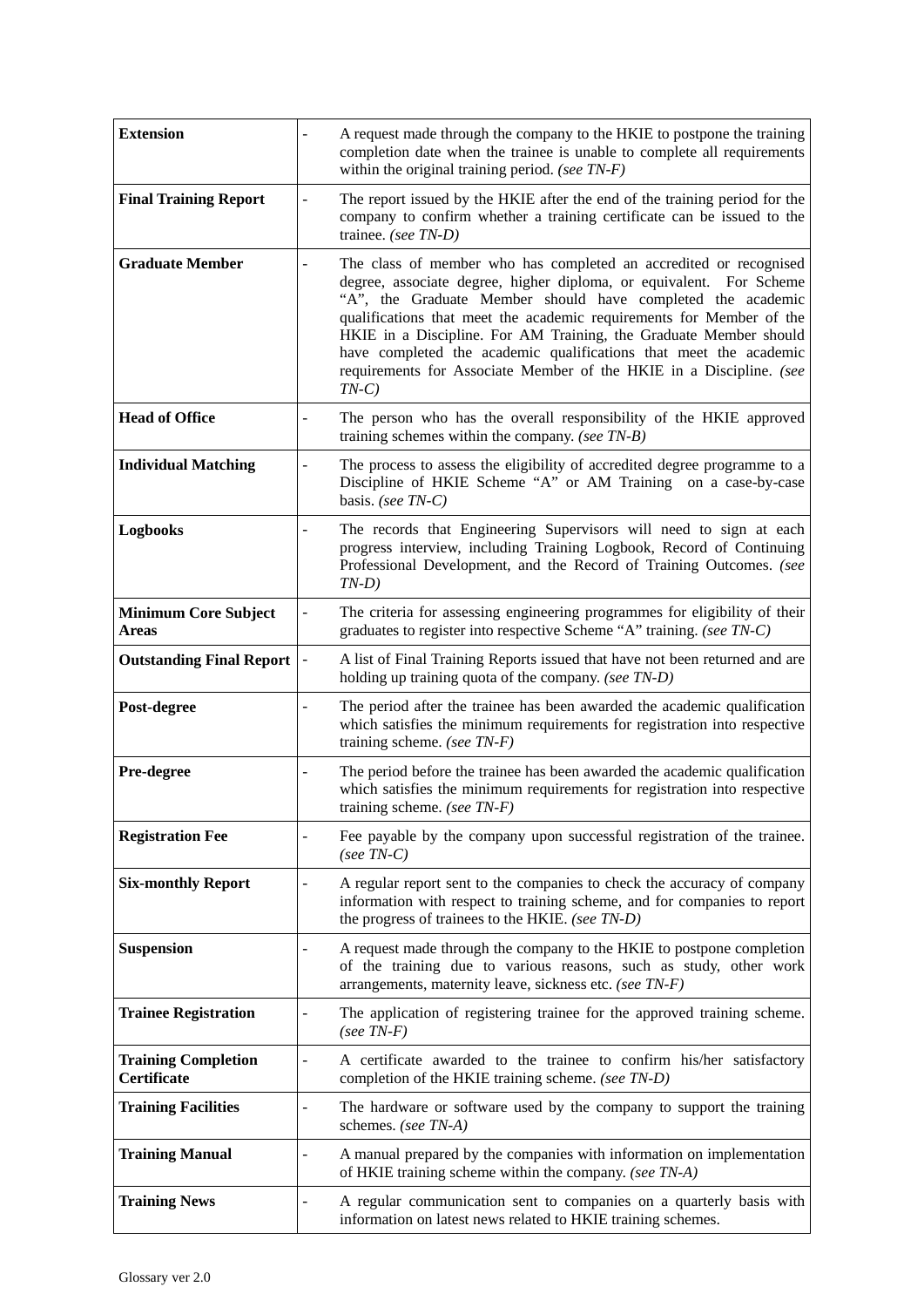| | | |
|---|---|---|
| **Extension** | - | A request made through the company to the HKIE to postpone the training completion date when the trainee is unable to complete all requirements within the original training period. *(see TN-F)* |
| **Final Training Report** | - | The report issued by the HKIE after the end of the training period for the company to confirm whether a training certificate can be issued to the trainee. *(see TN-D)* |
| **Graduate Member** | - | The class of member who has completed an accredited or recognised degree, associate degree, higher diploma, or equivalent. For Scheme "A", the Graduate Member should have completed the academic qualifications that meet the academic requirements for Member of the HKIE in a Discipline. For AM Training, the Graduate Member should have completed the academic qualifications that meet the academic requirements for Associate Member of the HKIE in a Discipline. *(see TN-C)* |
| **Head of Office** | - | The person who has the overall responsibility of the HKIE approved training schemes within the company. *(see TN-B)* |
| **Individual Matching** | - | The process to assess the eligibility of accredited degree programme to a Discipline of HKIE Scheme "A" or AM Training on a case-by-case basis. *(see TN-C)* |
| **Logbooks** | - | The records that Engineering Supervisors will need to sign at each progress interview, including Training Logbook, Record of Continuing Professional Development, and the Record of Training Outcomes. *(see TN-D)* |
| **Minimum Core Subject Areas** | - | The criteria for assessing engineering programmes for eligibility of their graduates to register into respective Scheme "A" training. *(see TN-C)* |
| **Outstanding Final Report** | - | A list of Final Training Reports issued that have not been returned and are holding up training quota of the company. *(see TN-D)* |
| **Post-degree** | - | The period after the trainee has been awarded the academic qualification which satisfies the minimum requirements for registration into respective training scheme. *(see TN-F)* |
| **Pre-degree** | - | The period before the trainee has been awarded the academic qualification which satisfies the minimum requirements for registration into respective training scheme. *(see TN-F)* |
| **Registration Fee** | - | Fee payable by the company upon successful registration of the trainee. *(see TN-C)* |
| **Six-monthly Report** | - | A regular report sent to the companies to check the accuracy of company information with respect to training scheme, and for companies to report the progress of trainees to the HKIE. *(see TN-D)* |
| **Suspension** | - | A request made through the company to the HKIE to postpone completion of the training due to various reasons, such as study, other work arrangements, maternity leave, sickness etc. *(see TN-F)* |
| **Trainee Registration** | - | The application of registering trainee for the approved training scheme. *(see TN-F)* |
| **Training Completion Certificate** | - | A certificate awarded to the trainee to confirm his/her satisfactory completion of the HKIE training scheme. *(see TN-D)* |
| **Training Facilities** | - | The hardware or software used by the company to support the training schemes. *(see TN-A)* |
| **Training Manual** | - | A manual prepared by the companies with information on implementation of HKIE training scheme within the company. *(see TN-A)* |
| **Training News** | - | A regular communication sent to companies on a quarterly basis with information on latest news related to HKIE training schemes. |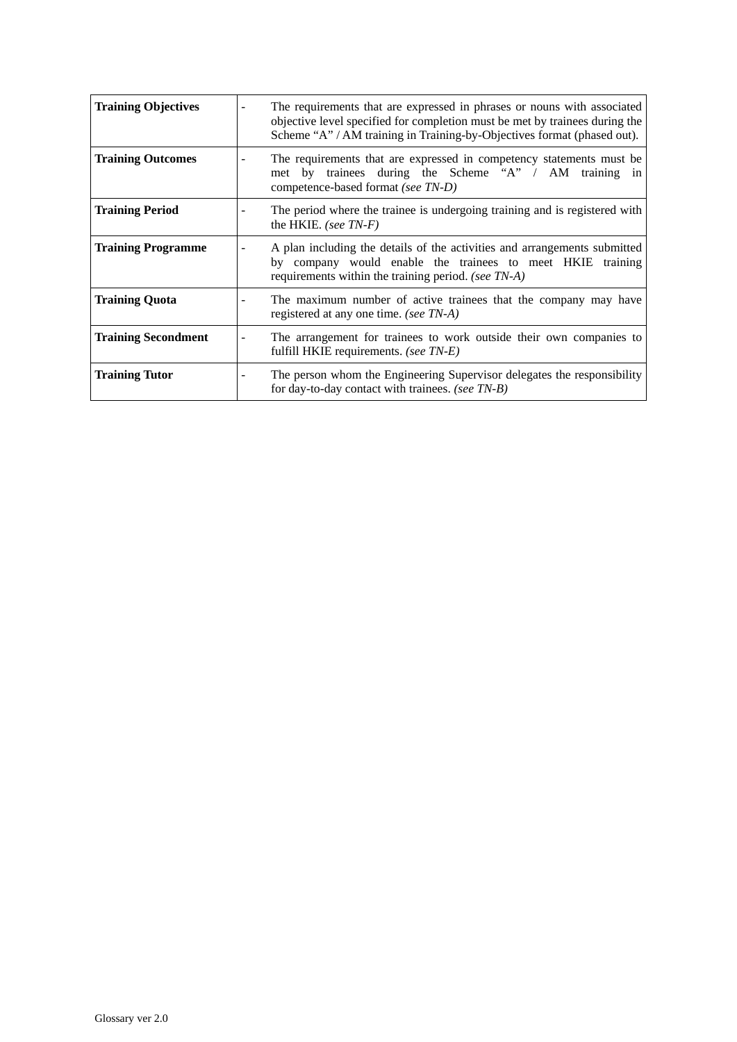| | | |
|---|---|---|
| **Training Objectives** | - | The requirements that are expressed in phrases or nouns with associated objective level specified for completion must be met by trainees during the Scheme "A" / AM training in Training-by-Objectives format (phased out). |
| **Training Outcomes** | - | The requirements that are expressed in competency statements must be met by trainees during the Scheme "A" / AM training in competence-based format *(see TN-D)* |
| **Training Period** | - | The period where the trainee is undergoing training and is registered with the HKIE. *(see TN-F)* |
| **Training Programme** | - | A plan including the details of the activities and arrangements submitted by company would enable the trainees to meet HKIE training requirements within the training period. *(see TN-A)* |
| **Training Quota** | - | The maximum number of active trainees that the company may have registered at any one time. *(see TN-A)* |
| **Training Secondment** | - | The arrangement for trainees to work outside their own companies to fulfill HKIE requirements. *(see TN-E)* |
| **Training Tutor** | - | The person whom the Engineering Supervisor delegates the responsibility for day-to-day contact with trainees. *(see TN-B)* |